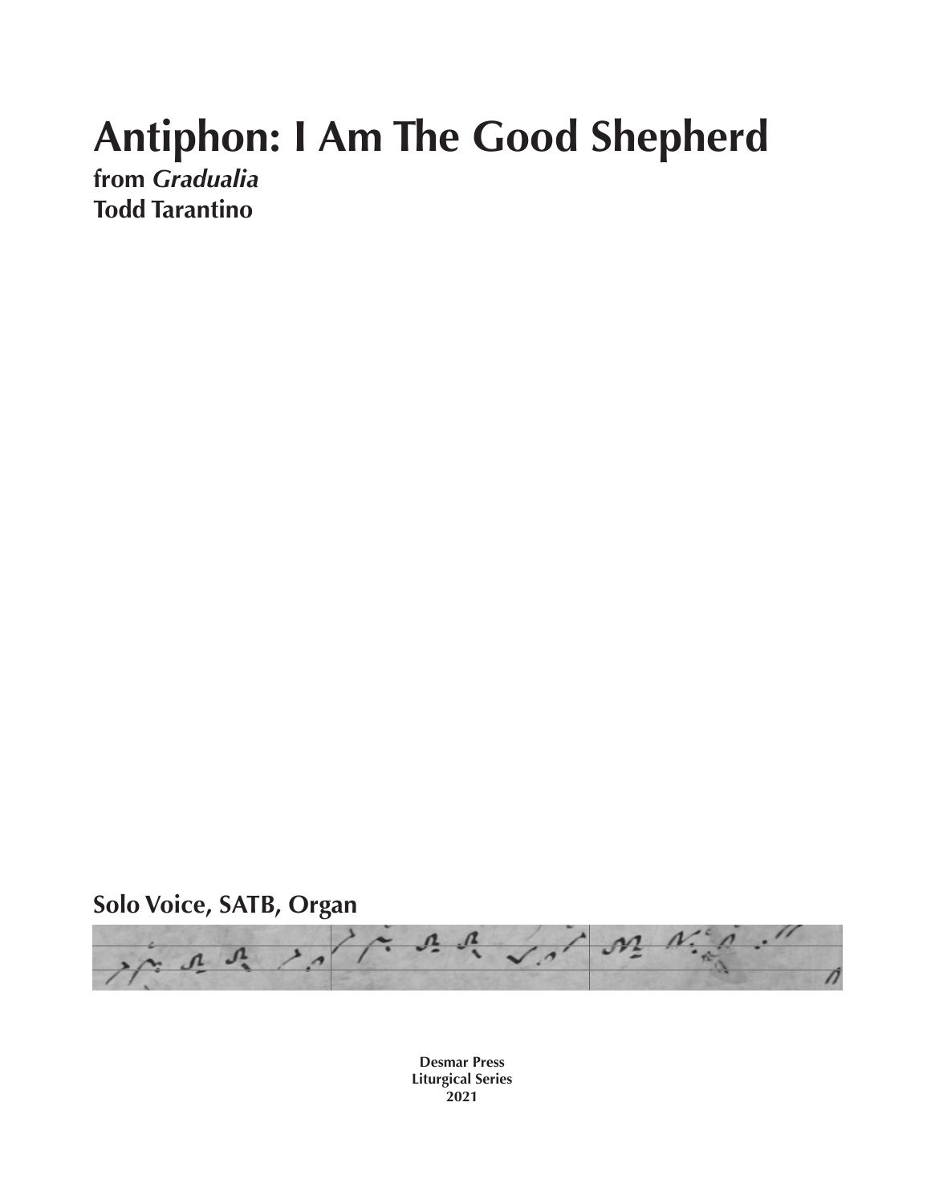# Antiphon: I Am The Good Shepherd

**from *Gradualia***
**Todd Tarantino**

## Solo Voice, SATB, Organ

**Desmar Press**
**Liturgical Series**
**2021**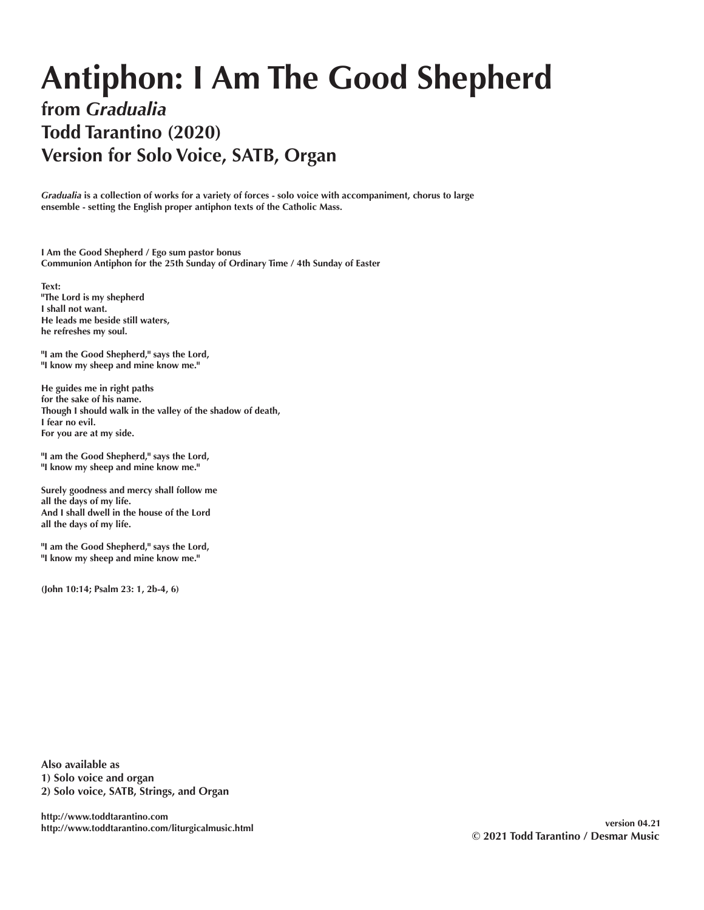# Antiphon: I Am The Good Shepherd

## from *Gradualia*
## Todd Tarantino (2020)
## Version for Solo Voice, SATB, Organ

***Gradualia*** **is a collection of works for a variety of forces - solo voice with accompaniment, chorus to large ensemble - setting the English proper antiphon texts of the Catholic Mass.**

**I Am the Good Shepherd / Ego sum pastor bonus**
**Communion Antiphon for the 25th Sunday of Ordinary Time / 4th Sunday of Easter**

**Text:**
**"The Lord is my shepherd**
**I shall not want.**
**He leads me beside still waters,**
**he refreshes my soul.**

**"I am the Good Shepherd," says the Lord,**
**"I know my sheep and mine know me."**

**He guides me in right paths**
**for the sake of his name.**
**Though I should walk in the valley of the shadow of death,**
**I fear no evil.**
**For you are at my side.**

**"I am the Good Shepherd," says the Lord,**
**"I know my sheep and mine know me."**

**Surely goodness and mercy shall follow me**
**all the days of my life.**
**And I shall dwell in the house of the Lord**
**all the days of my life.**

**"I am the Good Shepherd," says the Lord,**
**"I know my sheep and mine know me."**

**(John 10:14; Psalm 23: 1, 2b-4, 6)**

**Also available as**
**1) Solo voice and organ**
**2) Solo voice, SATB, Strings, and Organ**

**http://www.toddtarantino.com**
**http://www.toddtarantino.com/liturgicalmusic.html**

**version 04.21**
**© 2021 Todd Tarantino / Desmar Music**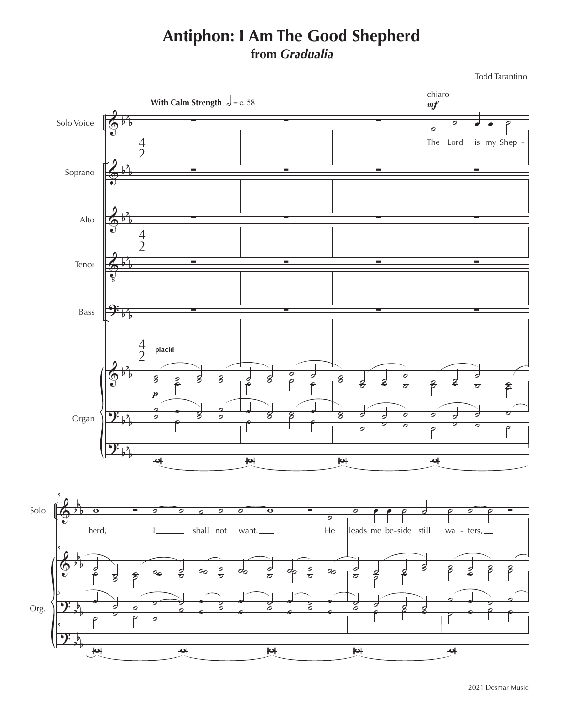# Antiphon: I Am The Good Shepherd

## from *Gradualia*

Todd Tarantino

**With Calm Strength** 𝅗𝅥 = c. 58

Solo Voice — chiaro *mf*

The Lord is my Shep - herd, I shall not want. He leads me be-side still wa - ters,

Organ — placid *p*

2021 Desmar Music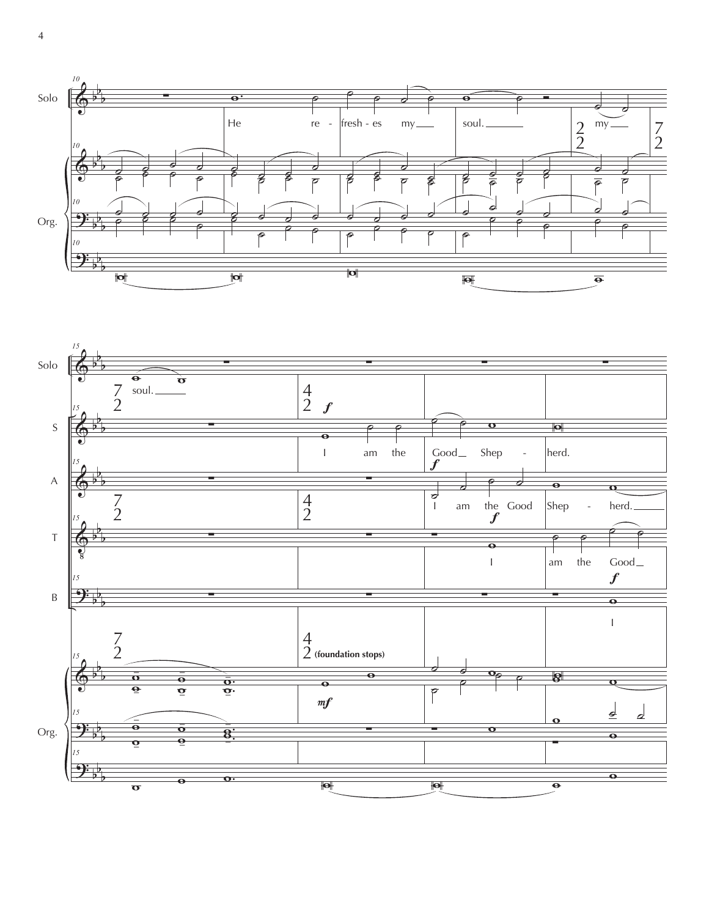Solo: He re - fresh - es my soul. my soul.

S: I am the Good Shep - herd.

A: I am the Good Shep - herd.

T: I am the Good

B: I

Org. (foundation stops)